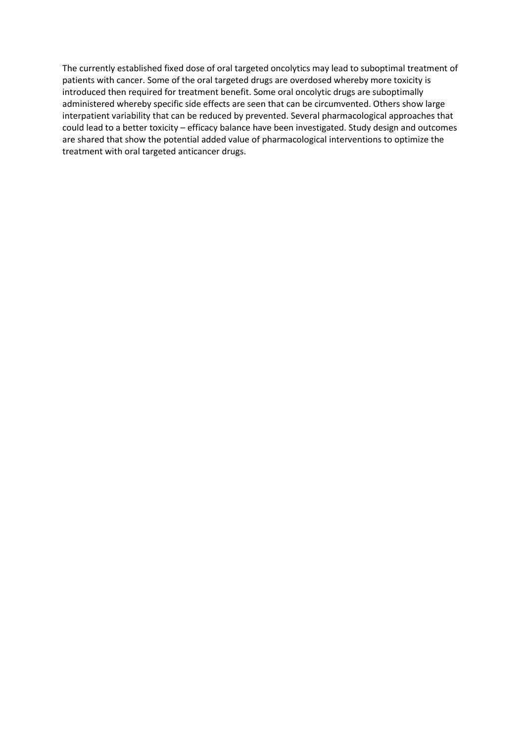The currently established fixed dose of oral targeted oncolytics may lead to suboptimal treatment of patients with cancer. Some of the oral targeted drugs are overdosed whereby more toxicity is introduced then required for treatment benefit. Some oral oncolytic drugs are suboptimally administered whereby specific side effects are seen that can be circumvented. Others show large interpatient variability that can be reduced by prevented. Several pharmacological approaches that could lead to a better toxicity – efficacy balance have been investigated. Study design and outcomes are shared that show the potential added value of pharmacological interventions to optimize the treatment with oral targeted anticancer drugs.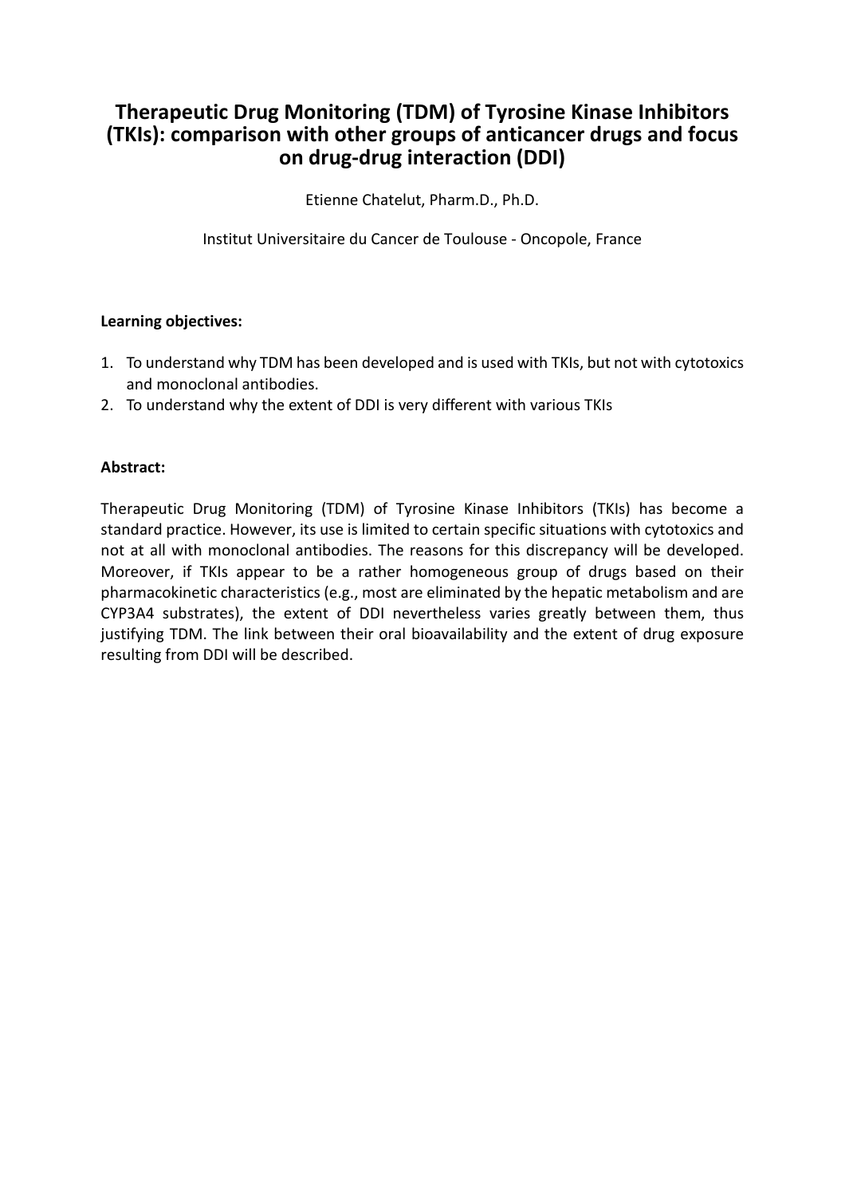# Therapeutic Drug Monitoring (TDM) of Tyrosine Kinase Inhibitors (TKIs): comparison with other groups of anticancer drugs and focus on drug-drug interaction (DDI)

Etienne Chatelut, Pharm.D., Ph.D.

Institut Universitaire du Cancer de Toulouse - Oncopole, France

**Learning objectives:**

1. To understand why TDM has been developed and is used with TKIs, but not with cytotoxics and monoclonal antibodies.
2. To understand why the extent of DDI is very different with various TKIs

**Abstract:**

Therapeutic Drug Monitoring (TDM) of Tyrosine Kinase Inhibitors (TKIs) has become a standard practice. However, its use is limited to certain specific situations with cytotoxics and not at all with monoclonal antibodies. The reasons for this discrepancy will be developed. Moreover, if TKIs appear to be a rather homogeneous group of drugs based on their pharmacokinetic characteristics (e.g., most are eliminated by the hepatic metabolism and are CYP3A4 substrates), the extent of DDI nevertheless varies greatly between them, thus justifying TDM. The link between their oral bioavailability and the extent of drug exposure resulting from DDI will be described.